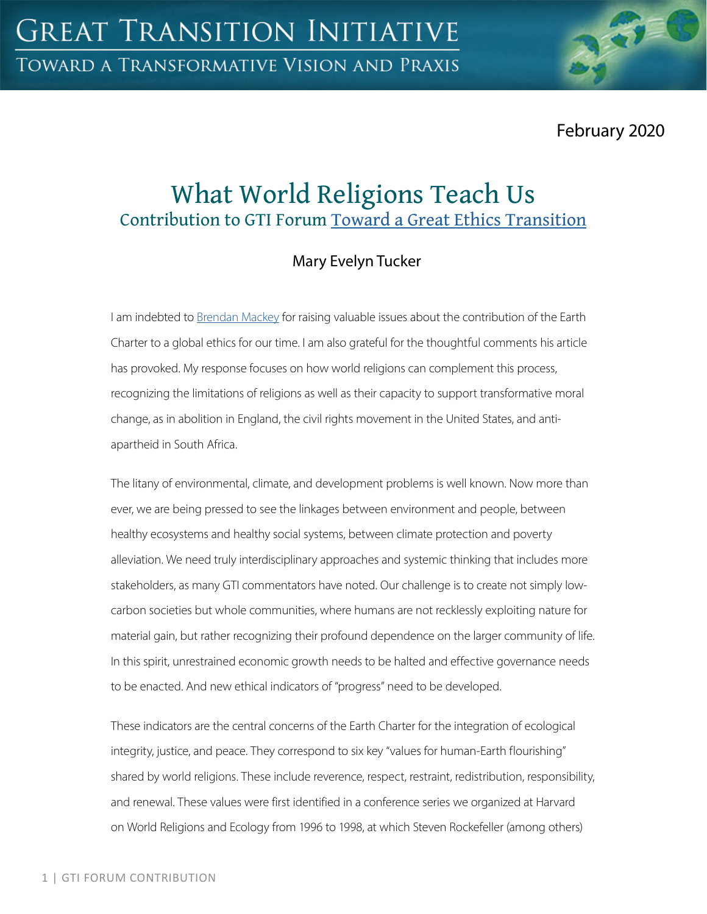# Great Transition Initiative

## Toward a Transformative Vision and Praxis

February 2020

# What World Religions Teach Us

### Contribution to GTI Forum Toward a Great Ethics Transition

Mary Evelyn Tucker

I am indebted to Brendan Mackey for raising valuable issues about the contribution of the Earth Charter to a global ethics for our time. I am also grateful for the thoughtful comments his article has provoked. My response focuses on how world religions can complement this process, recognizing the limitations of religions as well as their capacity to support transformative moral change, as in abolition in England, the civil rights movement in the United States, and anti-apartheid in South Africa.

The litany of environmental, climate, and development problems is well known. Now more than ever, we are being pressed to see the linkages between environment and people, between healthy ecosystems and healthy social systems, between climate protection and poverty alleviation. We need truly interdisciplinary approaches and systemic thinking that includes more stakeholders, as many GTI commentators have noted. Our challenge is to create not simply low-carbon societies but whole communities, where humans are not recklessly exploiting nature for material gain, but rather recognizing their profound dependence on the larger community of life. In this spirit, unrestrained economic growth needs to be halted and effective governance needs to be enacted. And new ethical indicators of "progress" need to be developed.

These indicators are the central concerns of the Earth Charter for the integration of ecological integrity, justice, and peace. They correspond to six key "values for human-Earth flourishing" shared by world religions. These include reverence, respect, restraint, redistribution, responsibility, and renewal. These values were first identified in a conference series we organized at Harvard on World Religions and Ecology from 1996 to 1998, at which Steven Rockefeller (among others)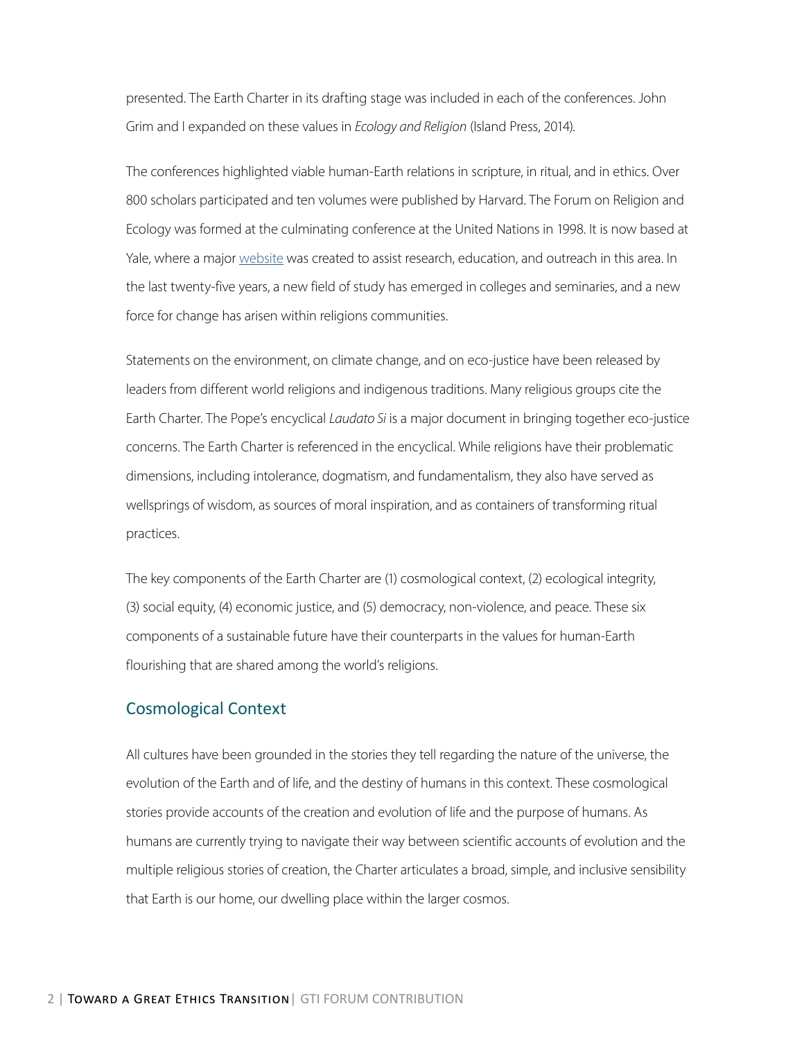presented. The Earth Charter in its drafting stage was included in each of the conferences. John Grim and I expanded on these values in *Ecology and Religion* (Island Press, 2014).

The conferences highlighted viable human-Earth relations in scripture, in ritual, and in ethics. Over 800 scholars participated and ten volumes were published by Harvard. The Forum on Religion and Ecology was formed at the culminating conference at the United Nations in 1998. It is now based at Yale, where a major website was created to assist research, education, and outreach in this area. In the last twenty-five years, a new field of study has emerged in colleges and seminaries, and a new force for change has arisen within religions communities.

Statements on the environment, on climate change, and on eco-justice have been released by leaders from different world religions and indigenous traditions. Many religious groups cite the Earth Charter. The Pope's encyclical *Laudato Si* is a major document in bringing together eco-justice concerns. The Earth Charter is referenced in the encyclical. While religions have their problematic dimensions, including intolerance, dogmatism, and fundamentalism, they also have served as wellsprings of wisdom, as sources of moral inspiration, and as containers of transforming ritual practices.

The key components of the Earth Charter are (1) cosmological context, (2) ecological integrity, (3) social equity, (4) economic justice, and (5) democracy, non-violence, and peace. These six components of a sustainable future have their counterparts in the values for human-Earth flourishing that are shared among the world's religions.

## Cosmological Context

All cultures have been grounded in the stories they tell regarding the nature of the universe, the evolution of the Earth and of life, and the destiny of humans in this context. These cosmological stories provide accounts of the creation and evolution of life and the purpose of humans. As humans are currently trying to navigate their way between scientific accounts of evolution and the multiple religious stories of creation, the Charter articulates a broad, simple, and inclusive sensibility that Earth is our home, our dwelling place within the larger cosmos.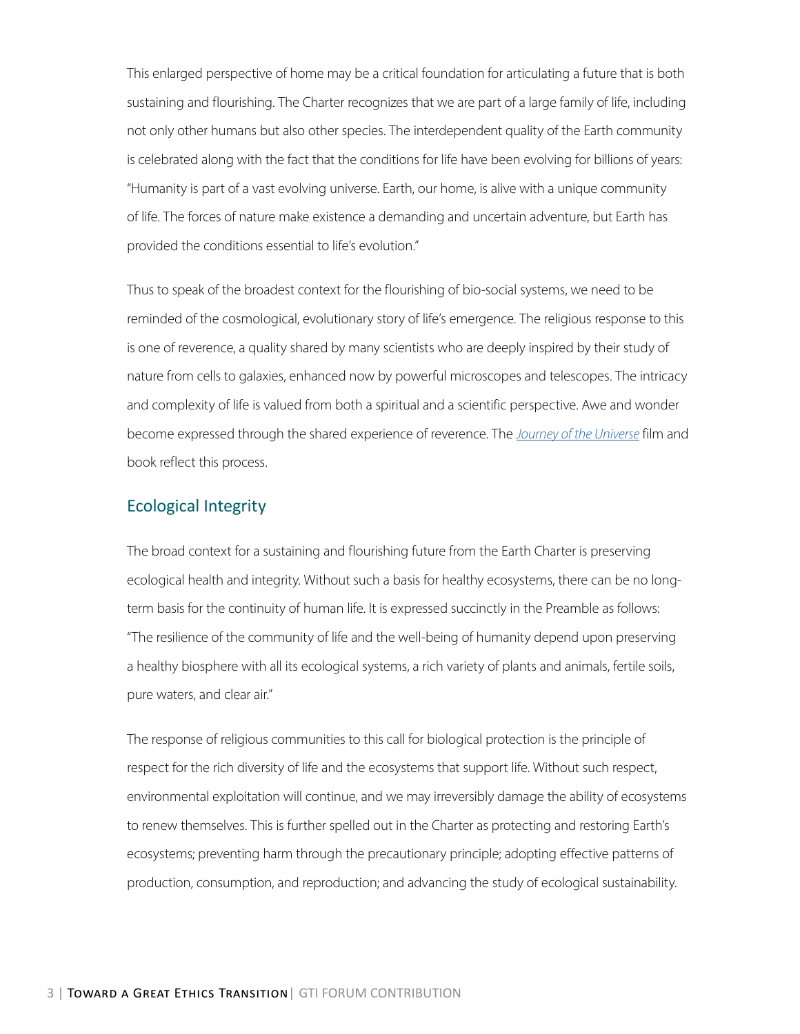This enlarged perspective of home may be a critical foundation for articulating a future that is both sustaining and flourishing. The Charter recognizes that we are part of a large family of life, including not only other humans but also other species. The interdependent quality of the Earth community is celebrated along with the fact that the conditions for life have been evolving for billions of years: "Humanity is part of a vast evolving universe. Earth, our home, is alive with a unique community of life. The forces of nature make existence a demanding and uncertain adventure, but Earth has provided the conditions essential to life's evolution."

Thus to speak of the broadest context for the flourishing of bio-social systems, we need to be reminded of the cosmological, evolutionary story of life's emergence. The religious response to this is one of reverence, a quality shared by many scientists who are deeply inspired by their study of nature from cells to galaxies, enhanced now by powerful microscopes and telescopes. The intricacy and complexity of life is valued from both a spiritual and a scientific perspective. Awe and wonder become expressed through the shared experience of reverence. The *Journey of the Universe* film and book reflect this process.

## Ecological Integrity

The broad context for a sustaining and flourishing future from the Earth Charter is preserving ecological health and integrity. Without such a basis for healthy ecosystems, there can be no long-term basis for the continuity of human life. It is expressed succinctly in the Preamble as follows: "The resilience of the community of life and the well-being of humanity depend upon preserving a healthy biosphere with all its ecological systems, a rich variety of plants and animals, fertile soils, pure waters, and clear air."

The response of religious communities to this call for biological protection is the principle of respect for the rich diversity of life and the ecosystems that support life. Without such respect, environmental exploitation will continue, and we may irreversibly damage the ability of ecosystems to renew themselves. This is further spelled out in the Charter as protecting and restoring Earth's ecosystems; preventing harm through the precautionary principle; adopting effective patterns of production, consumption, and reproduction; and advancing the study of ecological sustainability.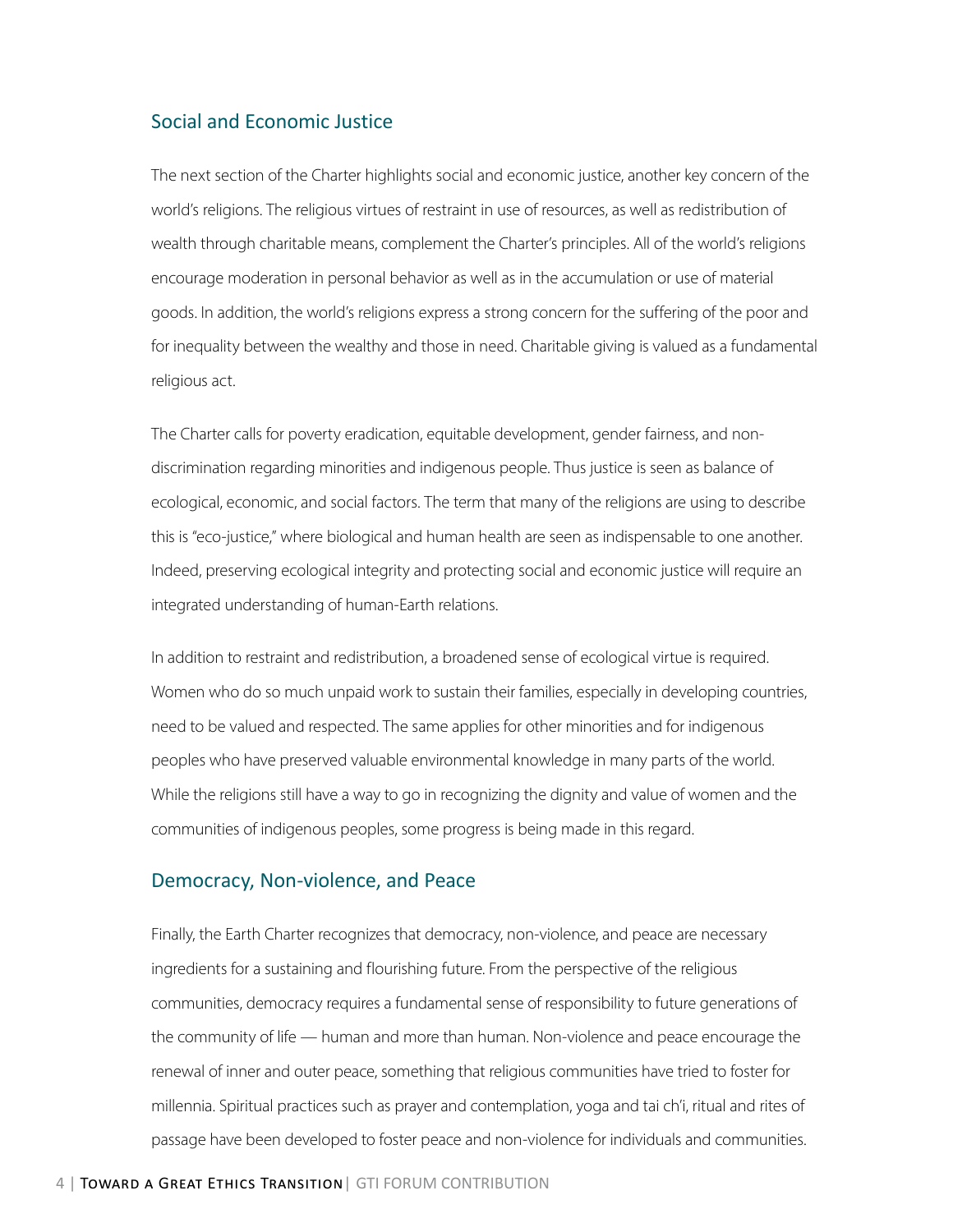## Social and Economic Justice

The next section of the Charter highlights social and economic justice, another key concern of the world's religions. The religious virtues of restraint in use of resources, as well as redistribution of wealth through charitable means, complement the Charter's principles. All of the world's religions encourage moderation in personal behavior as well as in the accumulation or use of material goods. In addition, the world's religions express a strong concern for the suffering of the poor and for inequality between the wealthy and those in need. Charitable giving is valued as a fundamental religious act.

The Charter calls for poverty eradication, equitable development, gender fairness, and non-discrimination regarding minorities and indigenous people. Thus justice is seen as balance of ecological, economic, and social factors. The term that many of the religions are using to describe this is "eco-justice," where biological and human health are seen as indispensable to one another. Indeed, preserving ecological integrity and protecting social and economic justice will require an integrated understanding of human-Earth relations.

In addition to restraint and redistribution, a broadened sense of ecological virtue is required. Women who do so much unpaid work to sustain their families, especially in developing countries, need to be valued and respected. The same applies for other minorities and for indigenous peoples who have preserved valuable environmental knowledge in many parts of the world. While the religions still have a way to go in recognizing the dignity and value of women and the communities of indigenous peoples, some progress is being made in this regard.

## Democracy, Non-violence, and Peace

Finally, the Earth Charter recognizes that democracy, non-violence, and peace are necessary ingredients for a sustaining and flourishing future. From the perspective of the religious communities, democracy requires a fundamental sense of responsibility to future generations of the community of life — human and more than human. Non-violence and peace encourage the renewal of inner and outer peace, something that religious communities have tried to foster for millennia. Spiritual practices such as prayer and contemplation, yoga and tai ch'i, ritual and rites of passage have been developed to foster peace and non-violence for individuals and communities.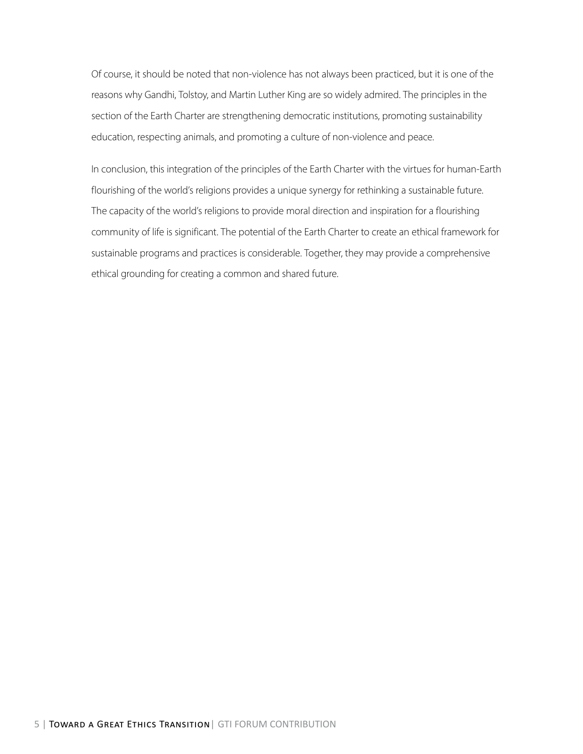Of course, it should be noted that non-violence has not always been practiced, but it is one of the reasons why Gandhi, Tolstoy, and Martin Luther King are so widely admired. The principles in the section of the Earth Charter are strengthening democratic institutions, promoting sustainability education, respecting animals, and promoting a culture of non-violence and peace.

In conclusion, this integration of the principles of the Earth Charter with the virtues for human-Earth flourishing of the world's religions provides a unique synergy for rethinking a sustainable future. The capacity of the world's religions to provide moral direction and inspiration for a flourishing community of life is significant. The potential of the Earth Charter to create an ethical framework for sustainable programs and practices is considerable. Together, they may provide a comprehensive ethical grounding for creating a common and shared future.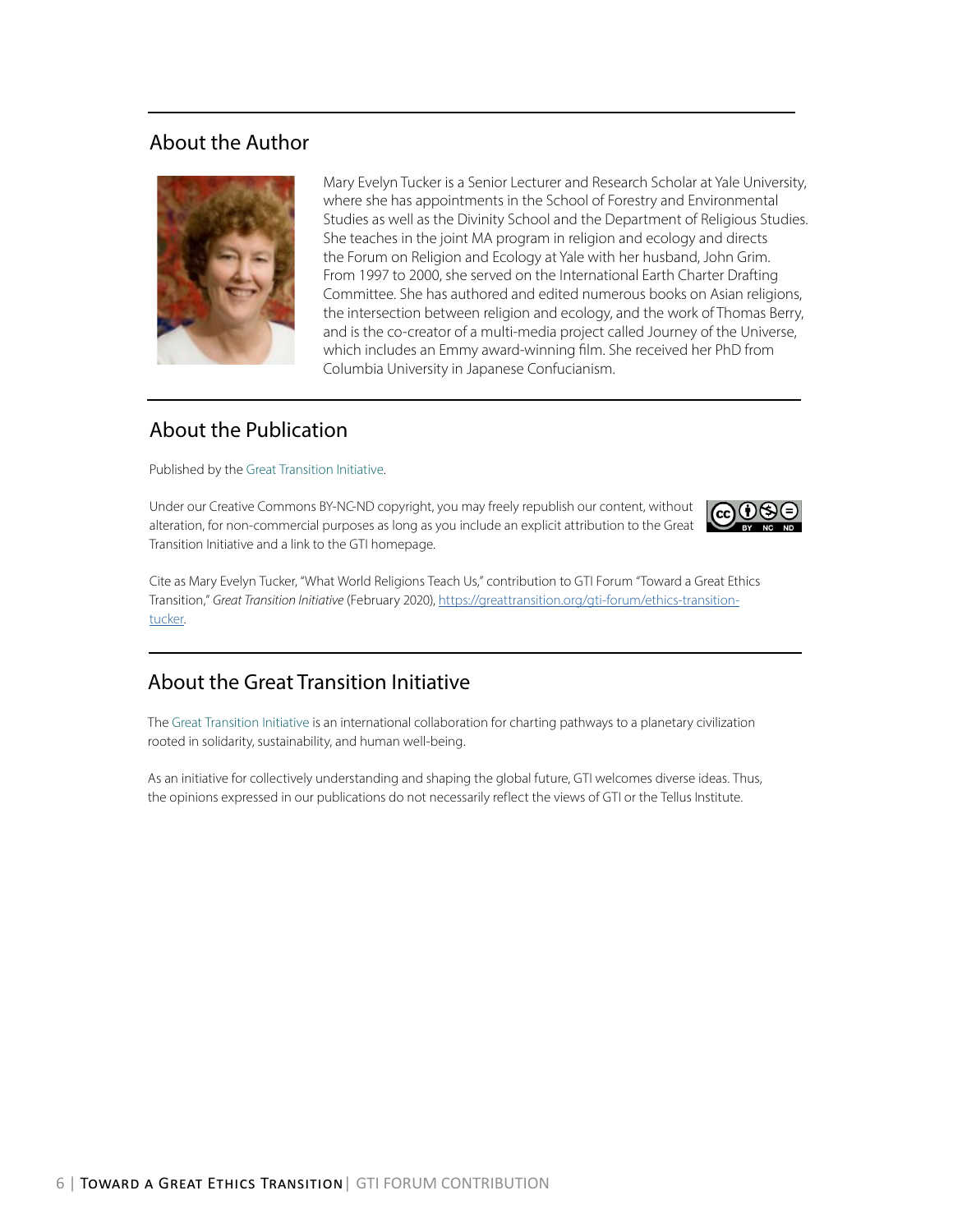## About the Author

Mary Evelyn Tucker is a Senior Lecturer and Research Scholar at Yale University, where she has appointments in the School of Forestry and Environmental Studies as well as the Divinity School and the Department of Religious Studies. She teaches in the joint MA program in religion and ecology and directs the Forum on Religion and Ecology at Yale with her husband, John Grim. From 1997 to 2000, she served on the International Earth Charter Drafting Committee. She has authored and edited numerous books on Asian religions, the intersection between religion and ecology, and the work of Thomas Berry, and is the co-creator of a multi-media project called Journey of the Universe, which includes an Emmy award-winning film. She received her PhD from Columbia University in Japanese Confucianism.

## About the Publication

Published by the Great Transition Initiative.

Under our Creative Commons BY-NC-ND copyright, you may freely republish our content, without alteration, for non-commercial purposes as long as you include an explicit attribution to the Great Transition Initiative and a link to the GTI homepage.

Cite as Mary Evelyn Tucker, "What World Religions Teach Us," contribution to GTI Forum "Toward a Great Ethics Transition," *Great Transition Initiative* (February 2020), https://greattransition.org/gti-forum/ethics-transition-tucker.

## About the Great Transition Initiative

The Great Transition Initiative is an international collaboration for charting pathways to a planetary civilization rooted in solidarity, sustainability, and human well-being.

As an initiative for collectively understanding and shaping the global future, GTI welcomes diverse ideas. Thus, the opinions expressed in our publications do not necessarily reflect the views of GTI or the Tellus Institute.